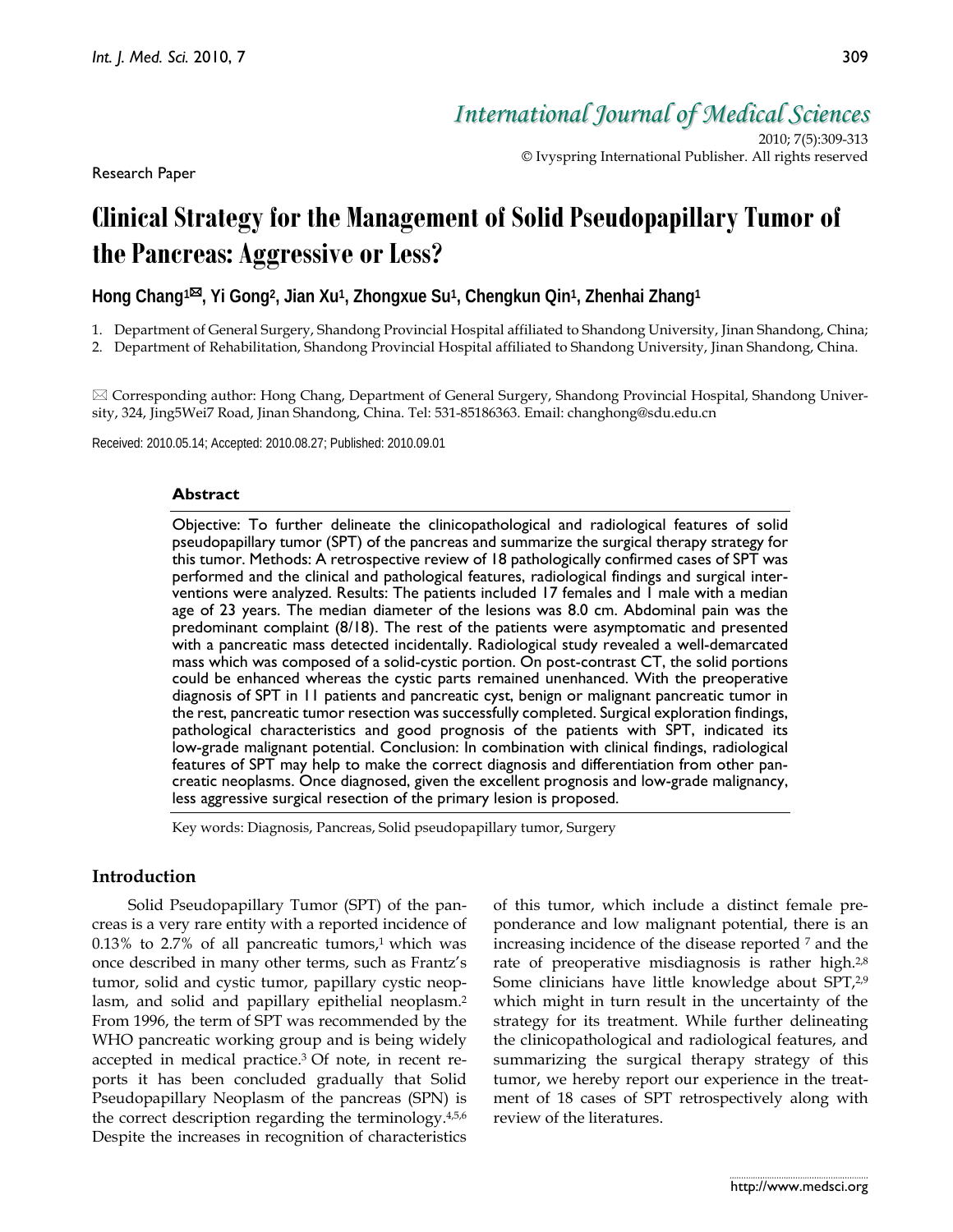Research Paper

# Clinical Strategy for the Management of Solid Pseudopapillary Tumor of the Pancreas: Aggressive or Less?

**Hong Chang[1]✉, Yi Gong[2], Jian Xu[1], Zhongxue Su[1], Chengkun Qin[1], Zhenhai Zhang[1]**

1. Department of General Surgery, Shandong Provincial Hospital affiliated to Shandong University, Jinan Shandong, China;
2. Department of Rehabilitation, Shandong Provincial Hospital affiliated to Shandong University, Jinan Shandong, China.

✉ Corresponding author: Hong Chang, Department of General Surgery, Shandong Provincial Hospital, Shandong University, 324, Jing5Wei7 Road, Jinan Shandong, China. Tel: 531-85186363. Email: changhong@sdu.edu.cn

Received: 2010.05.14; Accepted: 2010.08.27; Published: 2010.09.01

## Abstract

Objective: To further delineate the clinicopathological and radiological features of solid pseudopapillary tumor (SPT) of the pancreas and summarize the surgical therapy strategy for this tumor. Methods: A retrospective review of 18 pathologically confirmed cases of SPT was performed and the clinical and pathological features, radiological findings and surgical interventions were analyzed. Results: The patients included 17 females and 1 male with a median age of 23 years. The median diameter of the lesions was 8.0 cm. Abdominal pain was the predominant complaint (8/18). The rest of the patients were asymptomatic and presented with a pancreatic mass detected incidentally. Radiological study revealed a well-demarcated mass which was composed of a solid-cystic portion. On post-contrast CT, the solid portions could be enhanced whereas the cystic parts remained unenhanced. With the preoperative diagnosis of SPT in 11 patients and pancreatic cyst, benign or malignant pancreatic tumor in the rest, pancreatic tumor resection was successfully completed. Surgical exploration findings, pathological characteristics and good prognosis of the patients with SPT, indicated its low-grade malignant potential. Conclusion: In combination with clinical findings, radiological features of SPT may help to make the correct diagnosis and differentiation from other pancreatic neoplasms. Once diagnosed, given the excellent prognosis and low-grade malignancy, less aggressive surgical resection of the primary lesion is proposed.

Key words: Diagnosis, Pancreas, Solid pseudopapillary tumor, Surgery

## Introduction

Solid Pseudopapillary Tumor (SPT) of the pancreas is a very rare entity with a reported incidence of 0.13% to 2.7% of all pancreatic tumors,[1] which was once described in many other terms, such as Frantz's tumor, solid and cystic tumor, papillary cystic neoplasm, and solid and papillary epithelial neoplasm.[2] From 1996, the term of SPT was recommended by the WHO pancreatic working group and is being widely accepted in medical practice.[3] Of note, in recent reports it has been concluded gradually that Solid Pseudopapillary Neoplasm of the pancreas (SPN) is the correct description regarding the terminology.[4,5,6] Despite the increases in recognition of characteristics of this tumor, which include a distinct female preponderance and low malignant potential, there is an increasing incidence of the disease reported [7] and the rate of preoperative misdiagnosis is rather high.[2,8] Some clinicians have little knowledge about SPT,[2,9] which might in turn result in the uncertainty of the strategy for its treatment. While further delineating the clinicopathological and radiological features, and summarizing the surgical therapy strategy of this tumor, we hereby report our experience in the treatment of 18 cases of SPT retrospectively along with review of the literatures.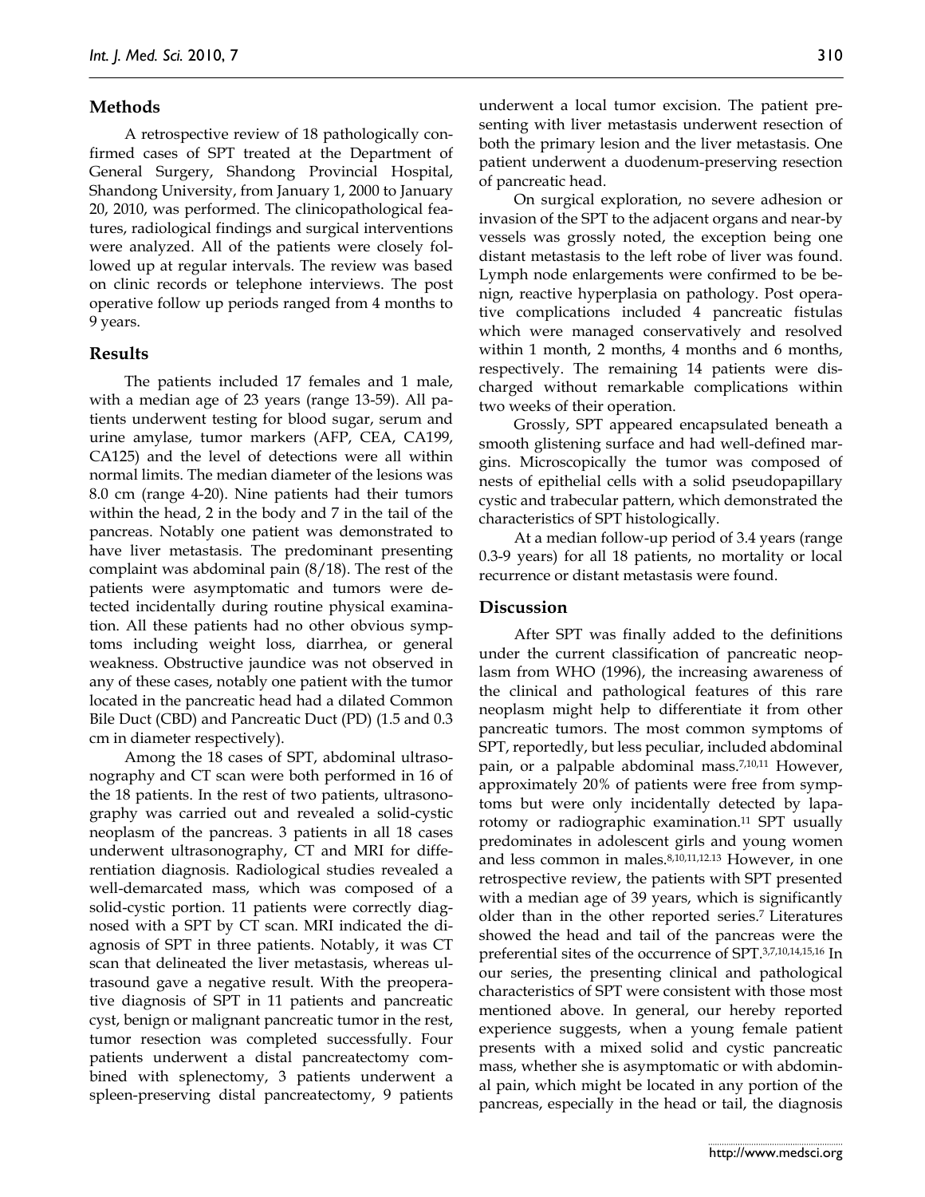## Methods

A retrospective review of 18 pathologically confirmed cases of SPT treated at the Department of General Surgery, Shandong Provincial Hospital, Shandong University, from January 1, 2000 to January 20, 2010, was performed. The clinicopathological features, radiological findings and surgical interventions were analyzed. All of the patients were closely followed up at regular intervals. The review was based on clinic records or telephone interviews. The post operative follow up periods ranged from 4 months to 9 years.

## Results

The patients included 17 females and 1 male, with a median age of 23 years (range 13-59). All patients underwent testing for blood sugar, serum and urine amylase, tumor markers (AFP, CEA, CA199, CA125) and the level of detections were all within normal limits. The median diameter of the lesions was 8.0 cm (range 4-20). Nine patients had their tumors within the head, 2 in the body and 7 in the tail of the pancreas. Notably one patient was demonstrated to have liver metastasis. The predominant presenting complaint was abdominal pain (8/18). The rest of the patients were asymptomatic and tumors were detected incidentally during routine physical examination. All these patients had no other obvious symptoms including weight loss, diarrhea, or general weakness. Obstructive jaundice was not observed in any of these cases, notably one patient with the tumor located in the pancreatic head had a dilated Common Bile Duct (CBD) and Pancreatic Duct (PD) (1.5 and 0.3 cm in diameter respectively).

Among the 18 cases of SPT, abdominal ultrasonography and CT scan were both performed in 16 of the 18 patients. In the rest of two patients, ultrasonography was carried out and revealed a solid-cystic neoplasm of the pancreas. 3 patients in all 18 cases underwent ultrasonography, CT and MRI for differentiation diagnosis. Radiological studies revealed a well-demarcated mass, which was composed of a solid-cystic portion. 11 patients were correctly diagnosed with a SPT by CT scan. MRI indicated the diagnosis of SPT in three patients. Notably, it was CT scan that delineated the liver metastasis, whereas ultrasound gave a negative result. With the preoperative diagnosis of SPT in 11 patients and pancreatic cyst, benign or malignant pancreatic tumor in the rest, tumor resection was completed successfully. Four patients underwent a distal pancreatectomy combined with splenectomy, 3 patients underwent a spleen-preserving distal pancreatectomy, 9 patients underwent a local tumor excision. The patient presenting with liver metastasis underwent resection of both the primary lesion and the liver metastasis. One patient underwent a duodenum-preserving resection of pancreatic head.

On surgical exploration, no severe adhesion or invasion of the SPT to the adjacent organs and near-by vessels was grossly noted, the exception being one distant metastasis to the left robe of liver was found. Lymph node enlargements were confirmed to be benign, reactive hyperplasia on pathology. Post operative complications included 4 pancreatic fistulas which were managed conservatively and resolved within 1 month, 2 months, 4 months and 6 months, respectively. The remaining 14 patients were discharged without remarkable complications within two weeks of their operation.

Grossly, SPT appeared encapsulated beneath a smooth glistening surface and had well-defined margins. Microscopically the tumor was composed of nests of epithelial cells with a solid pseudopapillary cystic and trabecular pattern, which demonstrated the characteristics of SPT histologically.

At a median follow-up period of 3.4 years (range 0.3-9 years) for all 18 patients, no mortality or local recurrence or distant metastasis were found.

## Discussion

After SPT was finally added to the definitions under the current classification of pancreatic neoplasm from WHO (1996), the increasing awareness of the clinical and pathological features of this rare neoplasm might help to differentiate it from other pancreatic tumors. The most common symptoms of SPT, reportedly, but less peculiar, included abdominal pain, or a palpable abdominal mass.[7,10,11] However, approximately 20% of patients were free from symptoms but were only incidentally detected by laparotomy or radiographic examination.[11] SPT usually predominates in adolescent girls and young women and less common in males.[8,10,11,12,13] However, in one retrospective review, the patients with SPT presented with a median age of 39 years, which is significantly older than in the other reported series.[7] Literatures showed the head and tail of the pancreas were the preferential sites of the occurrence of SPT.[3,7,10,14,15,16] In our series, the presenting clinical and pathological characteristics of SPT were consistent with those most mentioned above. In general, our hereby reported experience suggests, when a young female patient presents with a mixed solid and cystic pancreatic mass, whether she is asymptomatic or with abdominal pain, which might be located in any portion of the pancreas, especially in the head or tail, the diagnosis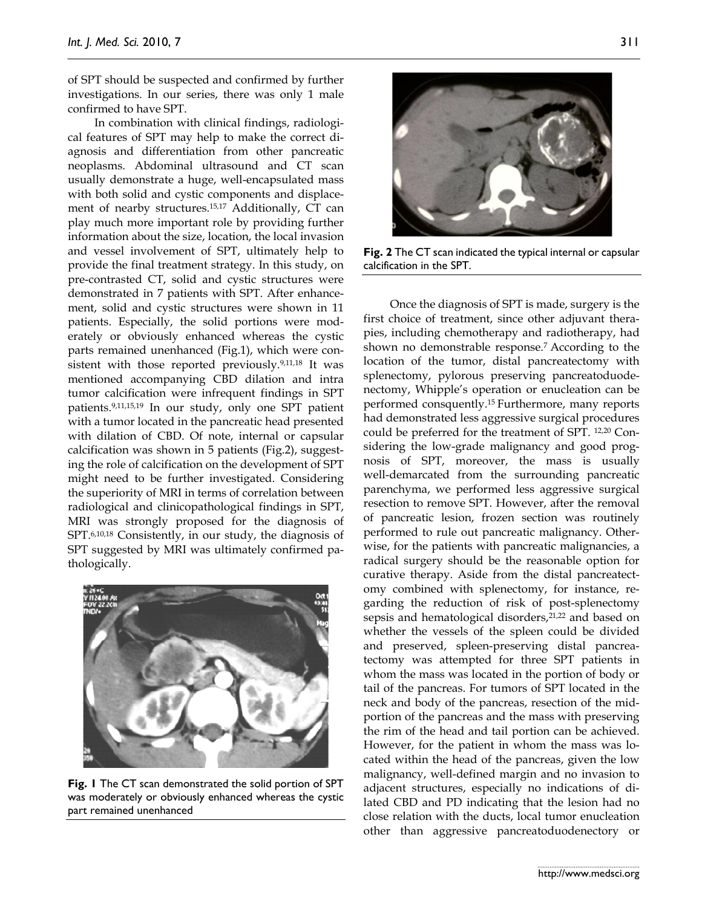of SPT should be suspected and confirmed by further investigations. In our series, there was only 1 male confirmed to have SPT.

In combination with clinical findings, radiological features of SPT may help to make the correct diagnosis and differentiation from other pancreatic neoplasms. Abdominal ultrasound and CT scan usually demonstrate a huge, well-encapsulated mass with both solid and cystic components and displacement of nearby structures.[15,17] Additionally, CT can play much more important role by providing further information about the size, location, the local invasion and vessel involvement of SPT, ultimately help to provide the final treatment strategy. In this study, on pre-contrasted CT, solid and cystic structures were demonstrated in 7 patients with SPT. After enhancement, solid and cystic structures were shown in 11 patients. Especially, the solid portions were moderately or obviously enhanced whereas the cystic parts remained unenhanced (Fig.1), which were consistent with those reported previously.[9,11,18] It was mentioned accompanying CBD dilation and intra tumor calcification were infrequent findings in SPT patients.[9,11,15,19] In our study, only one SPT patient with a tumor located in the pancreatic head presented with dilation of CBD. Of note, internal or capsular calcification was shown in 5 patients (Fig.2), suggesting the role of calcification on the development of SPT might need to be further investigated. Considering the superiority of MRI in terms of correlation between radiological and clinicopathological findings in SPT, MRI was strongly proposed for the diagnosis of SPT.[6,10,18] Consistently, in our study, the diagnosis of SPT suggested by MRI was ultimately confirmed pathologically.

**Fig. 1** The CT scan demonstrated the solid portion of SPT was moderately or obviously enhanced whereas the cystic part remained unenhanced

**Fig. 2** The CT scan indicated the typical internal or capsular calcification in the SPT.

Once the diagnosis of SPT is made, surgery is the first choice of treatment, since other adjuvant therapies, including chemotherapy and radiotherapy, had shown no demonstrable response.[7] According to the location of the tumor, distal pancreatectomy with splenectomy, pylorous preserving pancreatoduodenectomy, Whipple's operation or enucleation can be performed consquently.[15] Furthermore, many reports had demonstrated less aggressive surgical procedures could be preferred for the treatment of SPT. [12,20] Considering the low-grade malignancy and good prognosis of SPT, moreover, the mass is usually well-demarcated from the surrounding pancreatic parenchyma, we performed less aggressive surgical resection to remove SPT. However, after the removal of pancreatic lesion, frozen section was routinely performed to rule out pancreatic malignancy. Otherwise, for the patients with pancreatic malignancies, a radical surgery should be the reasonable option for curative therapy. Aside from the distal pancreatectomy combined with splenectomy, for instance, regarding the reduction of risk of post-splenectomy sepsis and hematological disorders,[21,22] and based on whether the vessels of the spleen could be divided and preserved, spleen-preserving distal pancreatectomy was attempted for three SPT patients in whom the mass was located in the portion of body or tail of the pancreas. For tumors of SPT located in the neck and body of the pancreas, resection of the mid-portion of the pancreas and the mass with preserving the rim of the head and tail portion can be achieved. However, for the patient in whom the mass was located within the head of the pancreas, given the low malignancy, well-defined margin and no invasion to adjacent structures, especially no indications of dilated CBD and PD indicating that the lesion had no close relation with the ducts, local tumor enucleation other than aggressive pancreatoduodenectory or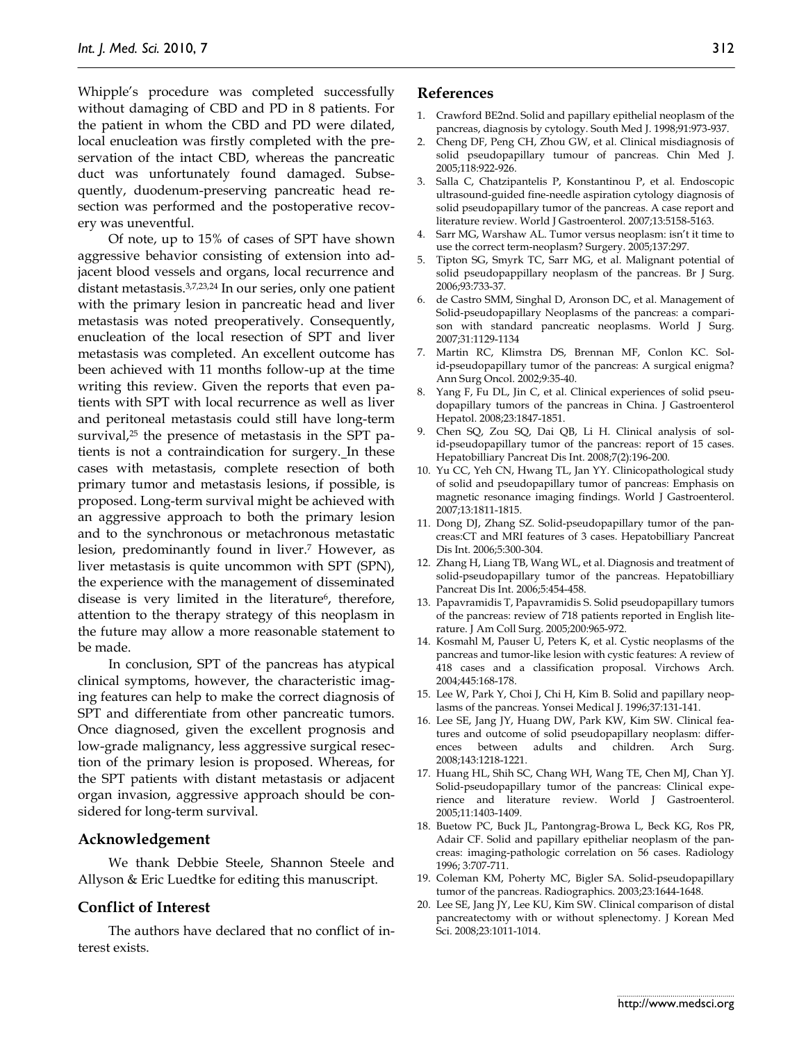Whipple's procedure was completed successfully without damaging of CBD and PD in 8 patients. For the patient in whom the CBD and PD were dilated, local enucleation was firstly completed with the preservation of the intact CBD, whereas the pancreatic duct was unfortunately found damaged. Subsequently, duodenum-preserving pancreatic head resection was performed and the postoperative recovery was uneventful.

Of note, up to 15% of cases of SPT have shown aggressive behavior consisting of extension into adjacent blood vessels and organs, local recurrence and distant metastasis.[3,7,23,24] In our series, only one patient with the primary lesion in pancreatic head and liver metastasis was noted preoperatively. Consequently, enucleation of the local resection of SPT and liver metastasis was completed. An excellent outcome has been achieved with 11 months follow-up at the time writing this review. Given the reports that even patients with SPT with local recurrence as well as liver and peritoneal metastasis could still have long-term survival,[25] the presence of metastasis in the SPT patients is not a contraindication for surgery. In these cases with metastasis, complete resection of both primary tumor and metastasis lesions, if possible, is proposed. Long-term survival might be achieved with an aggressive approach to both the primary lesion and to the synchronous or metachronous metastatic lesion, predominantly found in liver.[7] However, as liver metastasis is quite uncommon with SPT (SPN), the experience with the management of disseminated disease is very limited in the literature[6], therefore, attention to the therapy strategy of this neoplasm in the future may allow a more reasonable statement to be made.

In conclusion, SPT of the pancreas has atypical clinical symptoms, however, the characteristic imaging features can help to make the correct diagnosis of SPT and differentiate from other pancreatic tumors. Once diagnosed, given the excellent prognosis and low-grade malignancy, less aggressive surgical resection of the primary lesion is proposed. Whereas, for the SPT patients with distant metastasis or adjacent organ invasion, aggressive approach should be considered for long-term survival.

## Acknowledgement

We thank Debbie Steele, Shannon Steele and Allyson & Eric Luedtke for editing this manuscript.

## Conflict of Interest

The authors have declared that no conflict of interest exists.

## References

1. Crawford BE2nd. Solid and papillary epithelial neoplasm of the pancreas, diagnosis by cytology. South Med J. 1998;91:973-937.
2. Cheng DF, Peng CH, Zhou GW, et al. Clinical misdiagnosis of solid pseudopapillary tumour of pancreas. Chin Med J. 2005;118:922-926.
3. Salla C, Chatzipantelis P, Konstantinou P, et al. Endoscopic ultrasound-guided fine-needle aspiration cytology diagnosis of solid pseudopapillary tumor of the pancreas. A case report and literature review. World J Gastroenterol. 2007;13:5158-5163.
4. Sarr MG, Warshaw AL. Tumor versus neoplasm: isn't it time to use the correct term-neoplasm? Surgery. 2005;137:297.
5. Tipton SG, Smyrk TC, Sarr MG, et al. Malignant potential of solid pseudopappillary neoplasm of the pancreas. Br J Surg. 2006;93:733-37.
6. de Castro SMM, Singhal D, Aronson DC, et al. Management of Solid-pseudopapillary Neoplasms of the pancreas: a comparison with standard pancreatic neoplasms. World J Surg. 2007;31:1129-1134
7. Martin RC, Klimstra DS, Brennan MF, Conlon KC. Solid-pseudopapillary tumor of the pancreas: A surgical enigma? Ann Surg Oncol. 2002;9:35-40.
8. Yang F, Fu DL, Jin C, et al. Clinical experiences of solid pseudopapillary tumors of the pancreas in China. J Gastroenterol Hepatol. 2008;23:1847-1851.
9. Chen SQ, Zou SQ, Dai QB, Li H. Clinical analysis of solid-pseudopapillary tumor of the pancreas: report of 15 cases. Hepatobilliary Pancreat Dis Int. 2008;7(2):196-200.
10. Yu CC, Yeh CN, Hwang TL, Jan YY. Clinicopathological study of solid and pseudopapillary tumor of pancreas: Emphasis on magnetic resonance imaging findings. World J Gastroenterol. 2007;13:1811-1815.
11. Dong DJ, Zhang SZ. Solid-pseudopapillary tumor of the pancreas:CT and MRI features of 3 cases. Hepatobilliary Pancreat Dis Int. 2006;5:300-304.
12. Zhang H, Liang TB, Wang WL, et al. Diagnosis and treatment of solid-pseudopapillary tumor of the pancreas. Hepatobilliary Pancreat Dis Int. 2006;5:454-458.
13. Papavramidis T, Papavramidis S. Solid pseudopapillary tumors of the pancreas: review of 718 patients reported in English literature. J Am Coll Surg. 2005;200:965-972.
14. Kosmahl M, Pauser U, Peters K, et al. Cystic neoplasms of the pancreas and tumor-like lesion with cystic features: A review of 418 cases and a classification proposal. Virchows Arch. 2004;445:168-178.
15. Lee W, Park Y, Choi J, Chi H, Kim B. Solid and papillary neoplasms of the pancreas. Yonsei Medical J. 1996;37:131-141.
16. Lee SE, Jang JY, Huang DW, Park KW, Kim SW. Clinical features and outcome of solid pseudopapillary neoplasm: differences between adults and children. Arch Surg. 2008;143:1218-1221.
17. Huang HL, Shih SC, Chang WH, Wang TE, Chen MJ, Chan YJ. Solid-pseudopapillary tumor of the pancreas: Clinical experience and literature review. World J Gastroenterol. 2005;11:1403-1409.
18. Buetow PC, Buck JL, Pantongrag-Browa L, Beck KG, Ros PR, Adair CF. Solid and papillary epitheliar neoplasm of the pancreas: imaging-pathologic correlation on 56 cases. Radiology 1996; 3:707-711.
19. Coleman KM, Poherty MC, Bigler SA. Solid-pseudopapillary tumor of the pancreas. Radiographics. 2003;23:1644-1648.
20. Lee SE, Jang JY, Lee KU, Kim SW. Clinical comparison of distal pancreatectomy with or without splenectomy. J Korean Med Sci. 2008;23:1011-1014.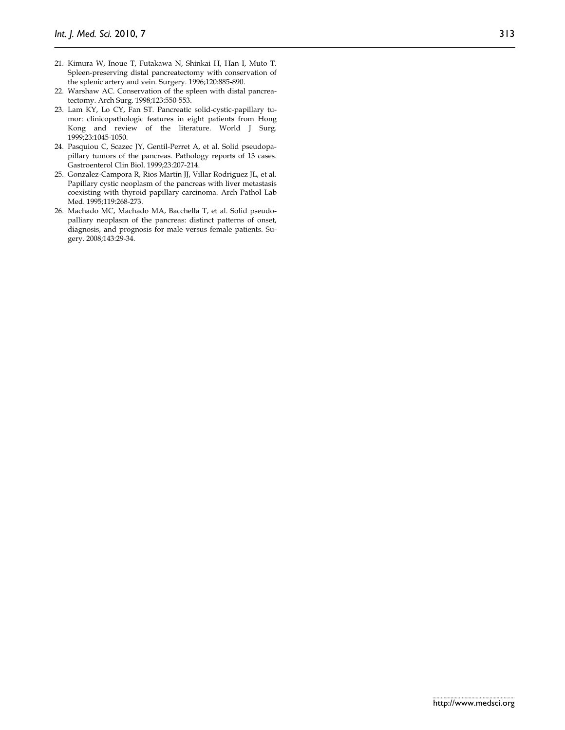21. Kimura W, Inoue T, Futakawa N, Shinkai H, Han I, Muto T. Spleen-preserving distal pancreatectomy with conservation of the splenic artery and vein. Surgery. 1996;120:885-890.
22. Warshaw AC. Conservation of the spleen with distal pancreatectomy. Arch Surg. 1998;123:550-553.
23. Lam KY, Lo CY, Fan ST. Pancreatic solid-cystic-papillary tumor: clinicopathologic features in eight patients from Hong Kong and review of the literature. World J Surg. 1999;23:1045-1050.
24. Pasquiou C, Scazec JY, Gentil-Perret A, et al. Solid pseudopapillary tumors of the pancreas. Pathology reports of 13 cases. Gastroenterol Clin Biol. 1999;23:207-214.
25. Gonzalez-Campora R, Rios Martin JJ, Villar Rodriguez JL, et al. Papillary cystic neoplasm of the pancreas with liver metastasis coexisting with thyroid papillary carcinoma. Arch Pathol Lab Med. 1995;119:268-273.
26. Machado MC, Machado MA, Bacchella T, et al. Solid pseudopalliary neoplasm of the pancreas: distinct patterns of onset, diagnosis, and prognosis for male versus female patients. Sugery. 2008;143:29-34.